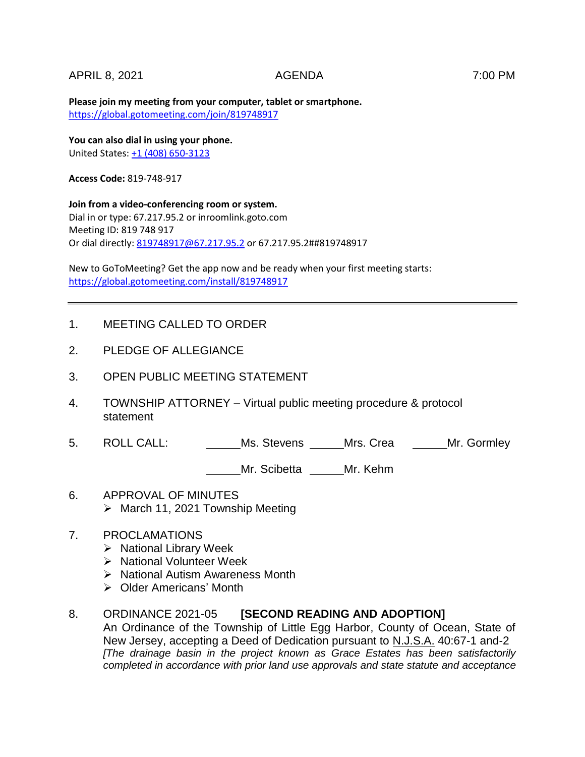APRIL 8, 2021 AGENDA 7:00 PM

**Please join my meeting from your computer, tablet or smartphone.**
https://global.gotomeeting.com/join/819748917

**You can also dial in using your phone.**
United States: +1 (408) 650-3123

**Access Code:** 819-748-917

**Join from a video-conferencing room or system.**
Dial in or type: 67.217.95.2 or inroomlink.goto.com
Meeting ID: 819 748 917
Or dial directly: 819748917@67.217.95.2 or 67.217.95.2##819748917

New to GoToMeeting? Get the app now and be ready when your first meeting starts:
https://global.gotomeeting.com/install/819748917

---

1. MEETING CALLED TO ORDER

2. PLEDGE OF ALLEGIANCE

3. OPEN PUBLIC MEETING STATEMENT

4. TOWNSHIP ATTORNEY – Virtual public meeting procedure & protocol statement

5. ROLL CALL: \_\_\_\_\_\_Ms. Stevens \_\_\_\_\_\_Mrs. Crea \_\_\_\_\_\_Mr. Gormley

   \_\_\_\_\_\_Mr. Scibetta \_\_\_\_\_\_Mr. Kehm

6. APPROVAL OF MINUTES
   - March 11, 2021 Township Meeting

7. PROCLAMATIONS
   - National Library Week
   - National Volunteer Week
   - National Autism Awareness Month
   - Older Americans' Month

8. ORDINANCE 2021-05 **[SECOND READING AND ADOPTION]**
   An Ordinance of the Township of Little Egg Harbor, County of Ocean, State of New Jersey, accepting a Deed of Dedication pursuant to N.J.S.A. 40:67-1 and-2
   *[The drainage basin in the project known as Grace Estates has been satisfactorily completed in accordance with prior land use approvals and state statute and acceptance*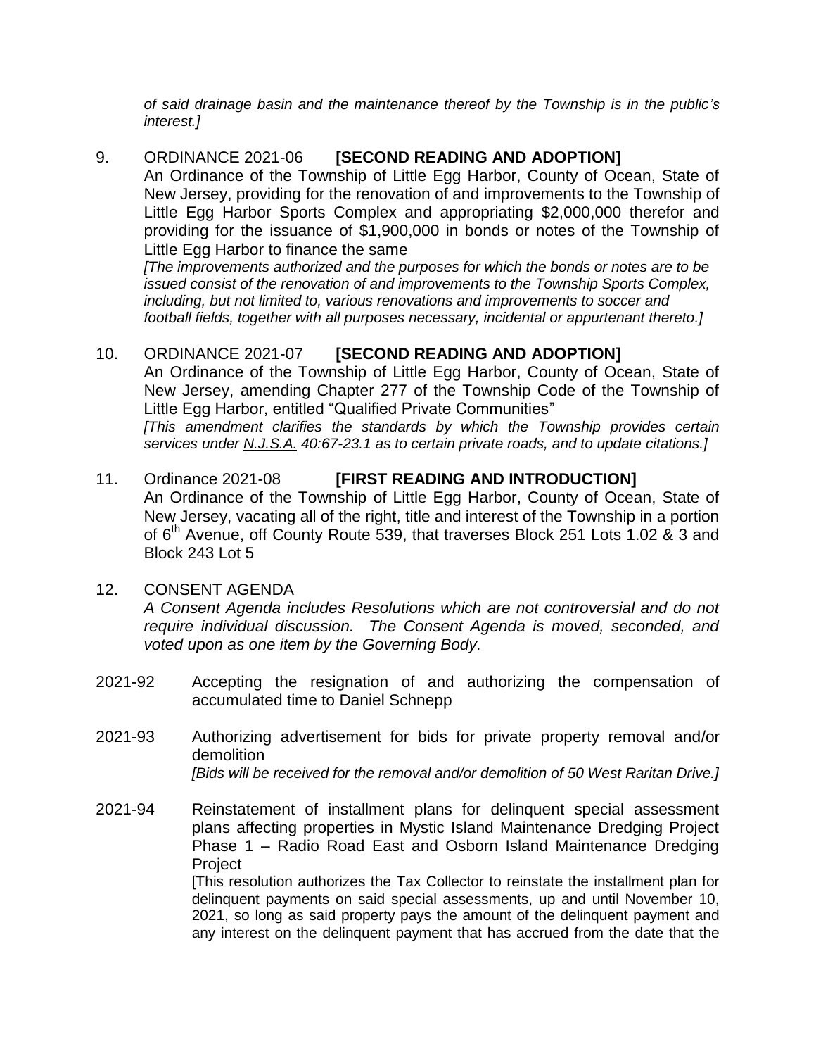*of said drainage basin and the maintenance thereof by the Township is in the public's interest.]*

9. ORDINANCE 2021-06 **[SECOND READING AND ADOPTION]**

   An Ordinance of the Township of Little Egg Harbor, County of Ocean, State of New Jersey, providing for the renovation of and improvements to the Township of Little Egg Harbor Sports Complex and appropriating $2,000,000 therefor and providing for the issuance of $1,900,000 in bonds or notes of the Township of Little Egg Harbor to finance the same

   *[The improvements authorized and the purposes for which the bonds or notes are to be issued consist of the renovation of and improvements to the Township Sports Complex, including, but not limited to, various renovations and improvements to soccer and football fields, together with all purposes necessary, incidental or appurtenant thereto.]*

10. ORDINANCE 2021-07 **[SECOND READING AND ADOPTION]**

    An Ordinance of the Township of Little Egg Harbor, County of Ocean, State of New Jersey, amending Chapter 277 of the Township Code of the Township of Little Egg Harbor, entitled "Qualified Private Communities"

    *[This amendment clarifies the standards by which the Township provides certain services under N.J.S.A. 40:67-23.1 as to certain private roads, and to update citations.]*

11. Ordinance 2021-08 **[FIRST READING AND INTRODUCTION]**

    An Ordinance of the Township of Little Egg Harbor, County of Ocean, State of New Jersey, vacating all of the right, title and interest of the Township in a portion of 6th Avenue, off County Route 539, that traverses Block 251 Lots 1.02 & 3 and Block 243 Lot 5

12. CONSENT AGENDA

    *A Consent Agenda includes Resolutions which are not controversial and do not require individual discussion. The Consent Agenda is moved, seconded, and voted upon as one item by the Governing Body.*

2021-92 Accepting the resignation of and authorizing the compensation of accumulated time to Daniel Schnepp

2021-93 Authorizing advertisement for bids for private property removal and/or demolition

*[Bids will be received for the removal and/or demolition of 50 West Raritan Drive.]*

2021-94 Reinstatement of installment plans for delinquent special assessment plans affecting properties in Mystic Island Maintenance Dredging Project Phase 1 – Radio Road East and Osborn Island Maintenance Dredging Project

[This resolution authorizes the Tax Collector to reinstate the installment plan for delinquent payments on said special assessments, up and until November 10, 2021, so long as said property pays the amount of the delinquent payment and any interest on the delinquent payment that has accrued from the date that the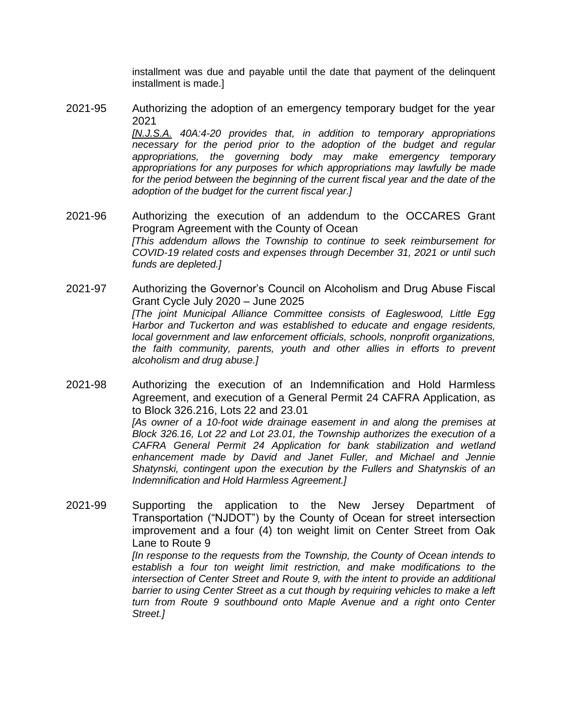installment was due and payable until the date that payment of the delinquent installment is made.]

2021-95 Authorizing the adoption of an emergency temporary budget for the year 2021

*[N.J.S.A. 40A:4-20 provides that, in addition to temporary appropriations necessary for the period prior to the adoption of the budget and regular appropriations, the governing body may make emergency temporary appropriations for any purposes for which appropriations may lawfully be made for the period between the beginning of the current fiscal year and the date of the adoption of the budget for the current fiscal year.]*

2021-96 Authorizing the execution of an addendum to the OCCARES Grant Program Agreement with the County of Ocean

*[This addendum allows the Township to continue to seek reimbursement for COVID-19 related costs and expenses through December 31, 2021 or until such funds are depleted.]*

2021-97 Authorizing the Governor's Council on Alcoholism and Drug Abuse Fiscal Grant Cycle July 2020 – June 2025

*[The joint Municipal Alliance Committee consists of Eagleswood, Little Egg Harbor and Tuckerton and was established to educate and engage residents, local government and law enforcement officials, schools, nonprofit organizations, the faith community, parents, youth and other allies in efforts to prevent alcoholism and drug abuse.]*

2021-98 Authorizing the execution of an Indemnification and Hold Harmless Agreement, and execution of a General Permit 24 CAFRA Application, as to Block 326.216, Lots 22 and 23.01

*[As owner of a 10-foot wide drainage easement in and along the premises at Block 326.16, Lot 22 and Lot 23.01, the Township authorizes the execution of a CAFRA General Permit 24 Application for bank stabilization and wetland enhancement made by David and Janet Fuller, and Michael and Jennie Shatynski, contingent upon the execution by the Fullers and Shatynskis of an Indemnification and Hold Harmless Agreement.]*

2021-99 Supporting the application to the New Jersey Department of Transportation ("NJDOT") by the County of Ocean for street intersection improvement and a four (4) ton weight limit on Center Street from Oak Lane to Route 9

*[In response to the requests from the Township, the County of Ocean intends to establish a four ton weight limit restriction, and make modifications to the intersection of Center Street and Route 9, with the intent to provide an additional barrier to using Center Street as a cut though by requiring vehicles to make a left turn from Route 9 southbound onto Maple Avenue and a right onto Center Street.]*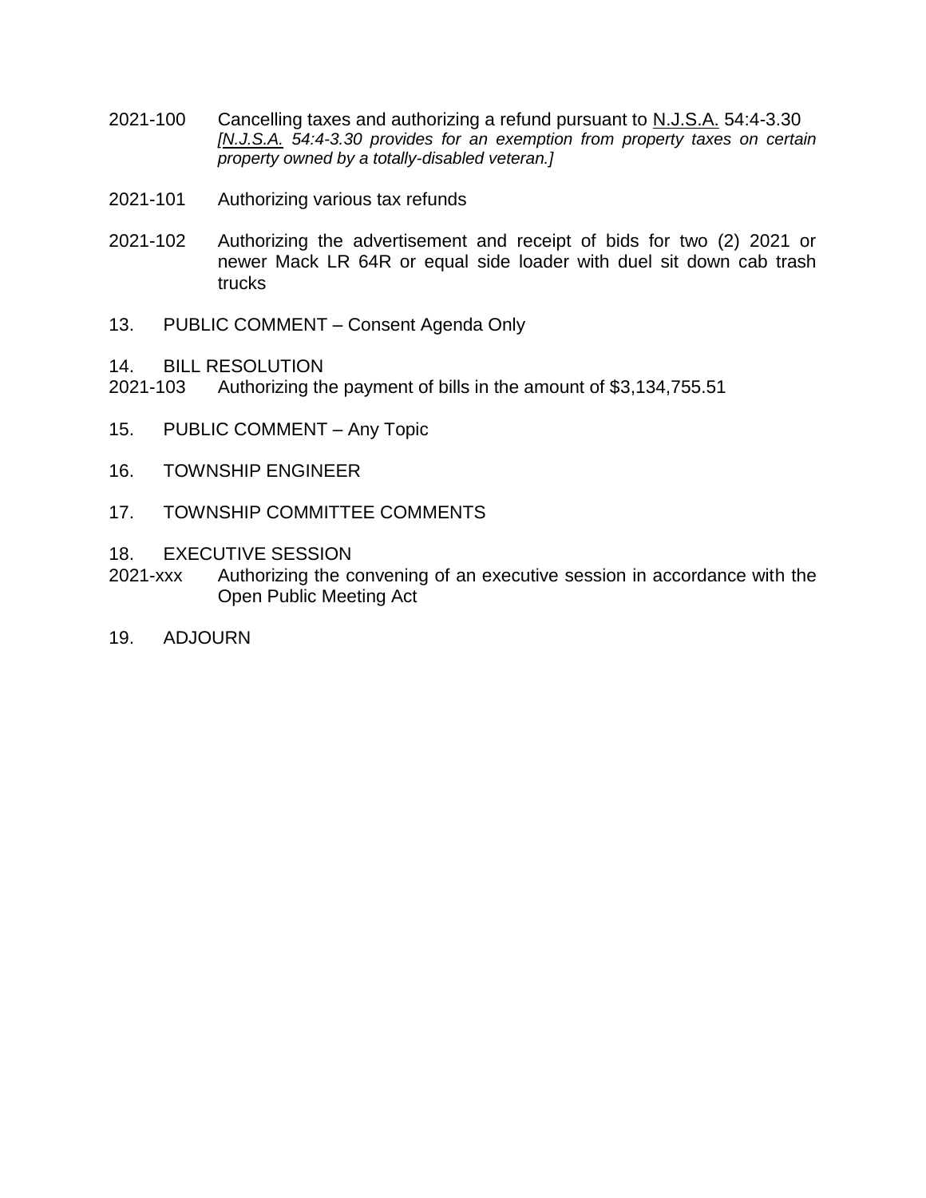2021-100 Cancelling taxes and authorizing a refund pursuant to N.J.S.A. 54:4-3.30
*[N.J.S.A. 54:4-3.30 provides for an exemption from property taxes on certain property owned by a totally-disabled veteran.]*

2021-101 Authorizing various tax refunds

2021-102 Authorizing the advertisement and receipt of bids for two (2) 2021 or newer Mack LR 64R or equal side loader with duel sit down cab trash trucks

13. PUBLIC COMMENT – Consent Agenda Only

14. BILL RESOLUTION

2021-103 Authorizing the payment of bills in the amount of $3,134,755.51

15. PUBLIC COMMENT – Any Topic

16. TOWNSHIP ENGINEER

17. TOWNSHIP COMMITTEE COMMENTS

18. EXECUTIVE SESSION

2021-xxx Authorizing the convening of an executive session in accordance with the Open Public Meeting Act

19. ADJOURN